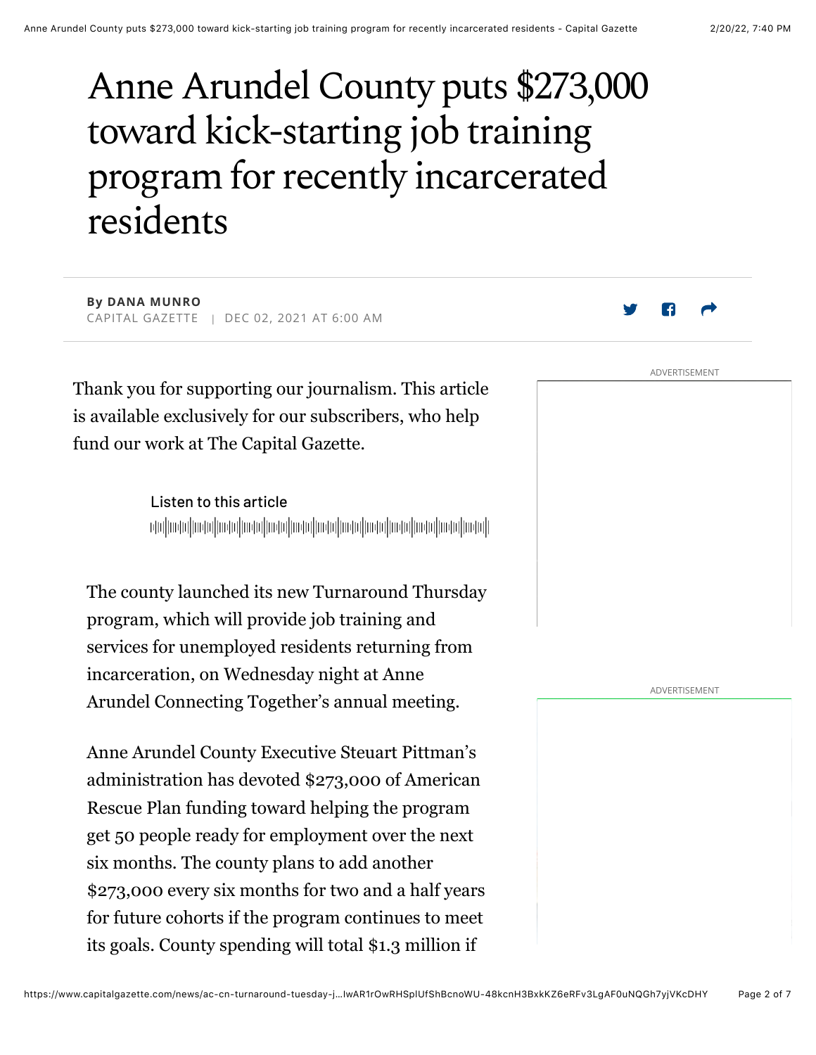# Anne Arundel County puts $273,000 toward kick-starting job training program for recently incarcerated residents

**By DANA MUNRO**
CAPITAL GAZETTE | DEC 02, 2021 AT 6:00 AM

Thank you for supporting our journalism. This article is available exclusively for our subscribers, who help fund our work at The Capital Gazette.

Listen to this article

The county launched its new Turnaround Thursday program, which will provide job training and services for unemployed residents returning from incarceration, on Wednesday night at Anne Arundel Connecting Together's annual meeting.

Anne Arundel County Executive Steuart Pittman's administration has devoted $273,000 of American Rescue Plan funding toward helping the program get 50 people ready for employment over the next six months. The county plans to add another $273,000 every six months for two and a half years for future cohorts if the program continues to meet its goals. County spending will total $1.3 million if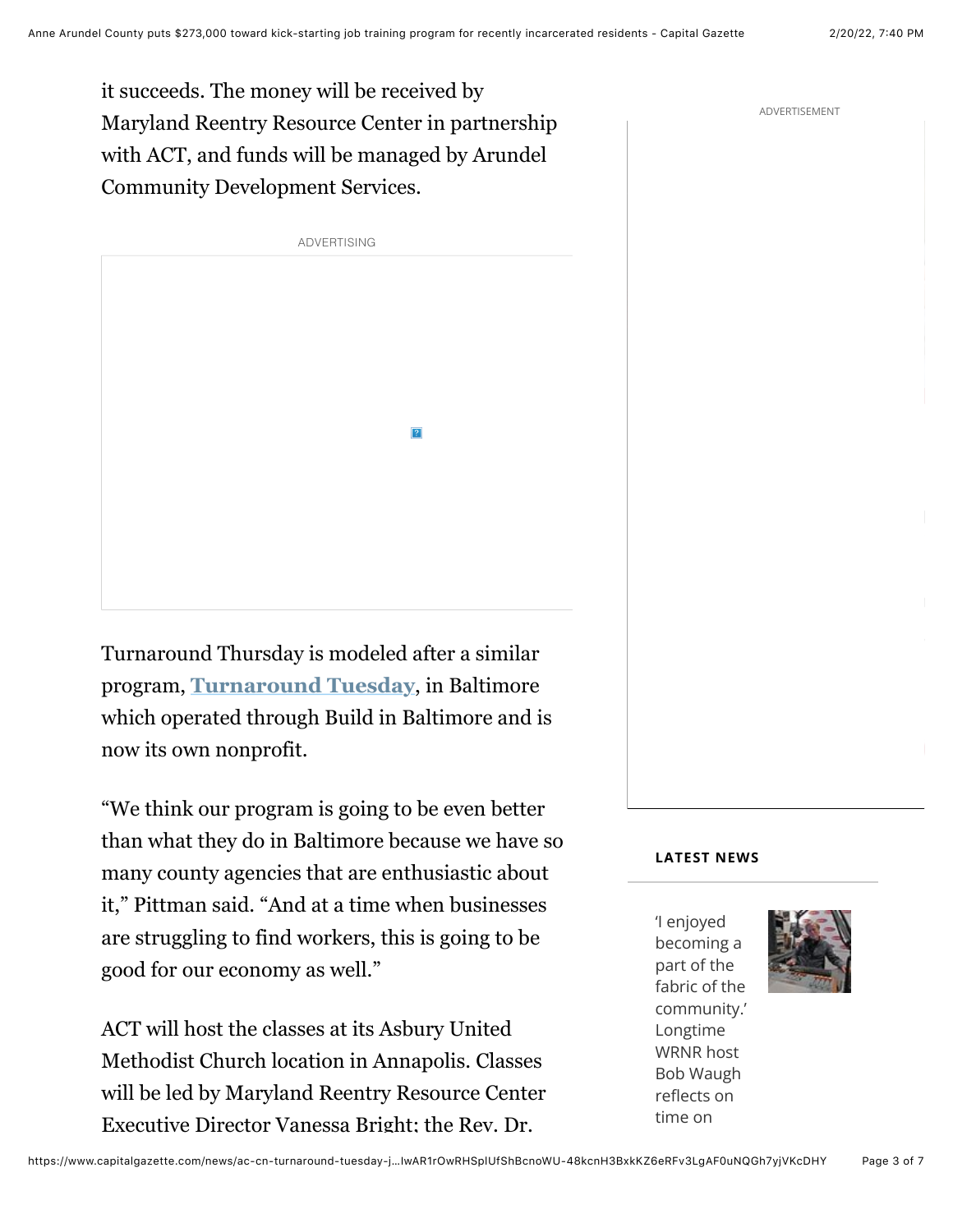it succeeds. The money will be received by Maryland Reentry Resource Center in partnership with ACT, and funds will be managed by Arundel Community Development Services.

Turnaround Thursday is modeled after a similar program, Turnaround Tuesday, in Baltimore which operated through Build in Baltimore and is now its own nonprofit.

"We think our program is going to be even better than what they do in Baltimore because we have so many county agencies that are enthusiastic about it," Pittman said. "And at a time when businesses are struggling to find workers, this is going to be good for our economy as well."

ACT will host the classes at its Asbury United Methodist Church location in Annapolis. Classes will be led by Maryland Reentry Resource Center Executive Director Vanessa Bright; the Rev. Dr.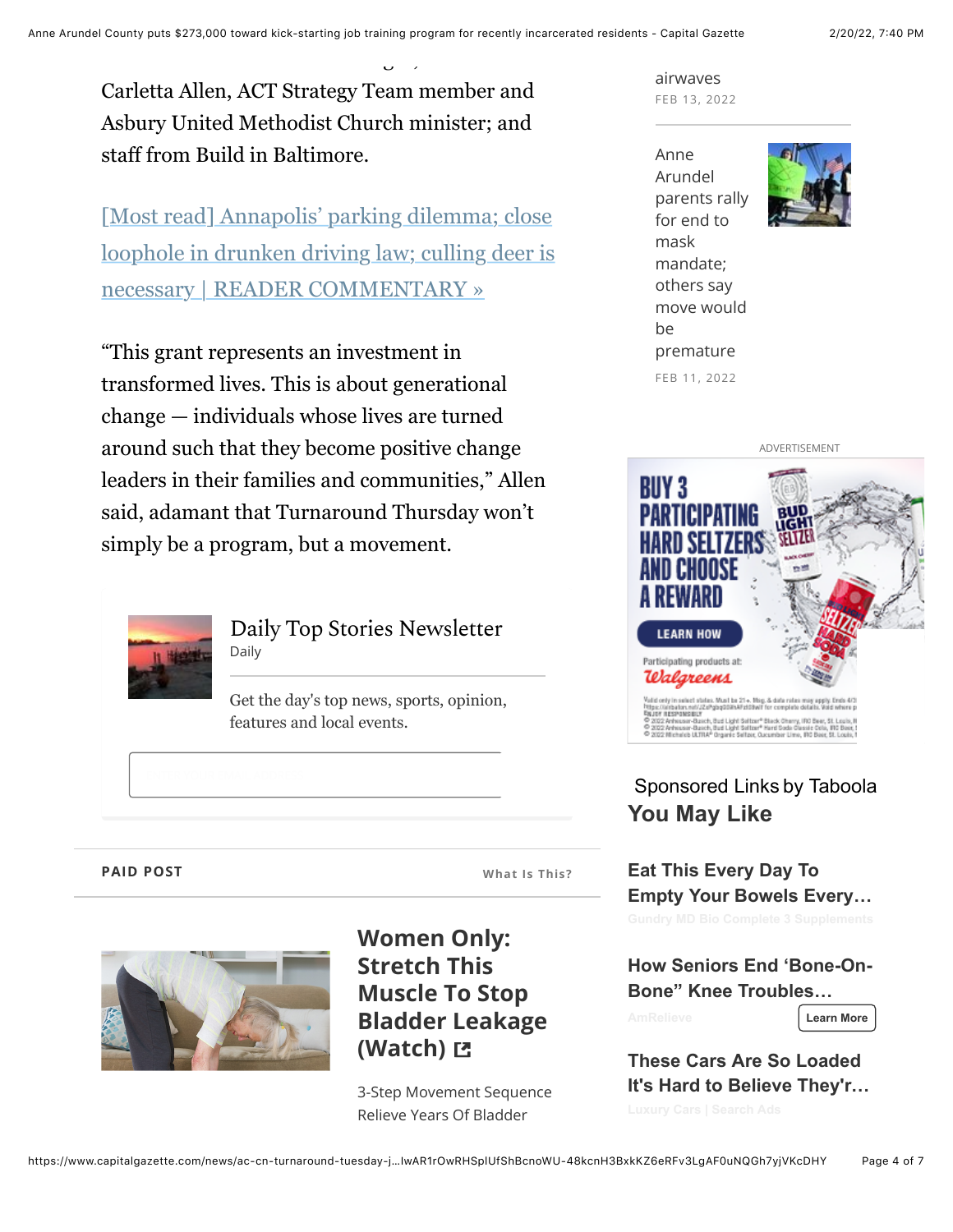Carletta Allen, ACT Strategy Team member and Asbury United Methodist Church minister; and staff from Build in Baltimore.

[Most read] Annapolis' parking dilemma; close loophole in drunken driving law; culling deer is necessary | READER COMMENTARY »

"This grant represents an investment in transformed lives. This is about generational change — individuals whose lives are turned around such that they become positive change leaders in their families and communities," Allen said, adamant that Turnaround Thursday won't simply be a program, but a movement.

Daily Top Stories Newsletter

Daily

Get the day's top news, sports, opinion, features and local events.

PAID POST

What Is This?

**Women Only: Stretch This Muscle To Stop Bladder Leakage (Watch)**

3-Step Movement Sequence Relieve Years Of Bladder

airwaves

FEB 13, 2022

Anne Arundel parents rally for end to mask mandate; others say move would be premature

FEB 11, 2022

ADVERTISEMENT

Sponsored Links by Taboola

**You May Like**

**Eat This Every Day To Empty Your Bowels Every…**

Gundry MD Bio Complete 3 Supplements

**How Seniors End 'Bone-On-Bone" Knee Troubles…**

AmRelieve

Learn More

**These Cars Are So Loaded It's Hard to Believe They'r…**

Luxury Cars | Search Ads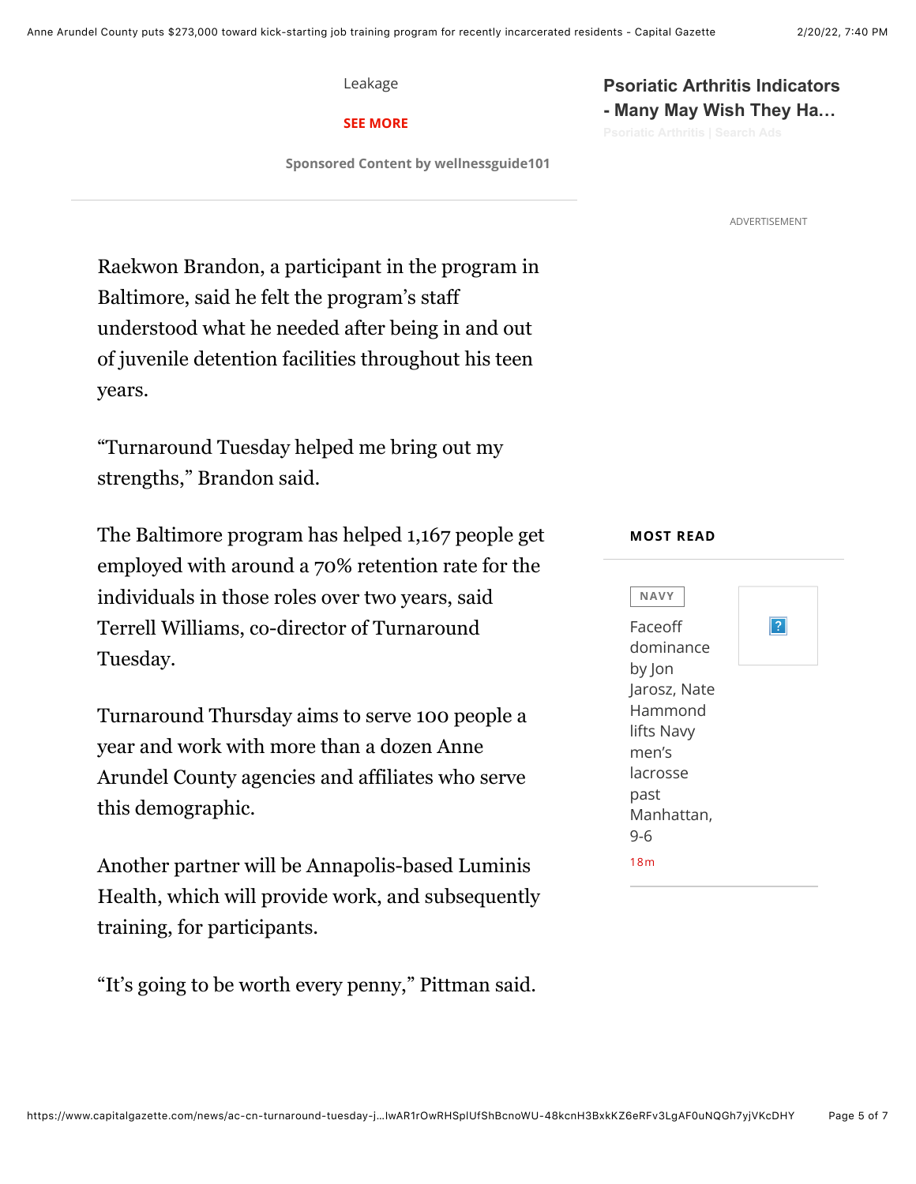Raekwon Brandon, a participant in the program in Baltimore, said he felt the program's staff understood what he needed after being in and out of juvenile detention facilities throughout his teen years.

"Turnaround Tuesday helped me bring out my strengths," Brandon said.

The Baltimore program has helped 1,167 people get employed with around a 70% retention rate for the individuals in those roles over two years, said Terrell Williams, co-director of Turnaround Tuesday.

Turnaround Thursday aims to serve 100 people a year and work with more than a dozen Anne Arundel County agencies and affiliates who serve this demographic.

Another partner will be Annapolis-based Luminis Health, which will provide work, and subsequently training, for participants.

"It's going to be worth every penny," Pittman said.